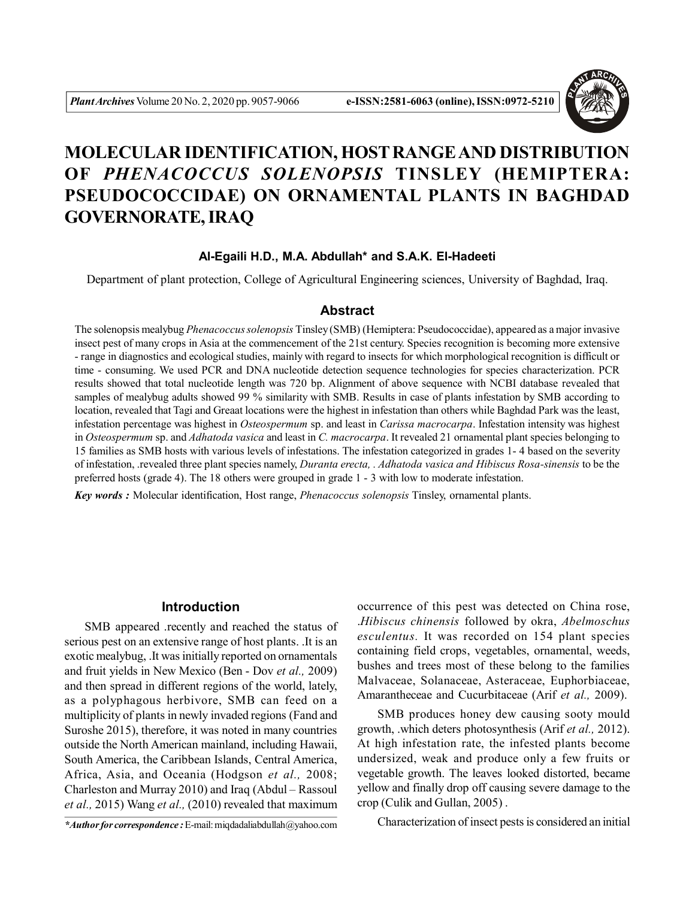# MOLECULAR IDENTIFICATION, HOST RANGE AND DISTRIBUTION OF *PHENACOCCUS SOLENOPSIS* TINSLEY (HEMIPTERA: PSEUDOCOCCIDAE) ON ORNAMENTAL PLANTS IN BAGHDAD GOVERNORATE, IRAQ

**Al-Egaili H.D., M.A. Abdullah* and S.A.K. El-Hadeeti**

Department of plant protection, College of Agricultural Engineering sciences, University of Baghdad, Iraq.

## Abstract

The solenopsis mealybug *Phenacoccus solenopsis* Tinsley (SMB) (Hemiptera: Pseudococcidae), appeared as a major invasive insect pest of many crops in Asia at the commencement of the 21st century. Species recognition is becoming more extensive - range in diagnostics and ecological studies, mainly with regard to insects for which morphological recognition is difficult or time - consuming. We used PCR and DNA nucleotide detection sequence technologies for species characterization. PCR results showed that total nucleotide length was 720 bp. Alignment of above sequence with NCBI database revealed that samples of mealybug adults showed 99 % similarity with SMB. Results in case of plants infestation by SMB according to location, revealed that Tagi and Greaat locations were the highest in infestation than others while Baghdad Park was the least, infestation percentage was highest in *Osteospermum* sp. and least in *Carissa macrocarpa*. Infestation intensity was highest in *Osteospermum* sp. and *Adhatoda vasica* and least in *C. macrocarpa*. It revealed 21 ornamental plant species belonging to 15 families as SMB hosts with various levels of infestations. The infestation categorized in grades 1- 4 based on the severity of infestation, .revealed three plant species namely, *Duranta erecta, . Adhatoda vasica and Hibiscus Rosa-sinensis* to be the preferred hosts (grade 4). The 18 others were grouped in grade 1 - 3 with low to moderate infestation.

***Key words :*** Molecular identification, Host range, *Phenacoccus solenopsis* Tinsley, ornamental plants.

## Introduction

SMB appeared .recently and reached the status of serious pest on an extensive range of host plants. .It is an exotic mealybug, .It was initially reported on ornamentals and fruit yields in New Mexico (Ben - Dov *et al.,* 2009) and then spread in different regions of the world, lately, as a polyphagous herbivore, SMB can feed on a multiplicity of plants in newly invaded regions (Fand and Suroshe 2015), therefore, it was noted in many countries outside the North American mainland, including Hawaii, South America, the Caribbean Islands, Central America, Africa, Asia, and Oceania (Hodgson *et al.,* 2008; Charleston and Murray 2010) and Iraq (Abdul – Rassoul *et al.,* 2015) Wang *et al.,* (2010) revealed that maximum occurrence of this pest was detected on China rose, .*Hibiscus chinensis* followed by okra, *Abelmoschus esculentus.* It was recorded on 154 plant species containing field crops, vegetables, ornamental, weeds, bushes and trees most of these belong to the families Malvaceae, Solanaceae, Asteraceae, Euphorbiaceae, Amarantheceae and Cucurbitaceae (Arif *et al.,* 2009).

SMB produces honey dew causing sooty mould growth, .which deters photosynthesis (Arif *et al.,* 2012). At high infestation rate, the infested plants become undersized, weak and produce only a few fruits or vegetable growth. The leaves looked distorted, became yellow and finally drop off causing severe damage to the crop (Culik and Gullan, 2005) .

Characterization of insect pests is considered an initial

****Author for correspondence :*** E-mail: miqdadaliabdullah@yahoo.com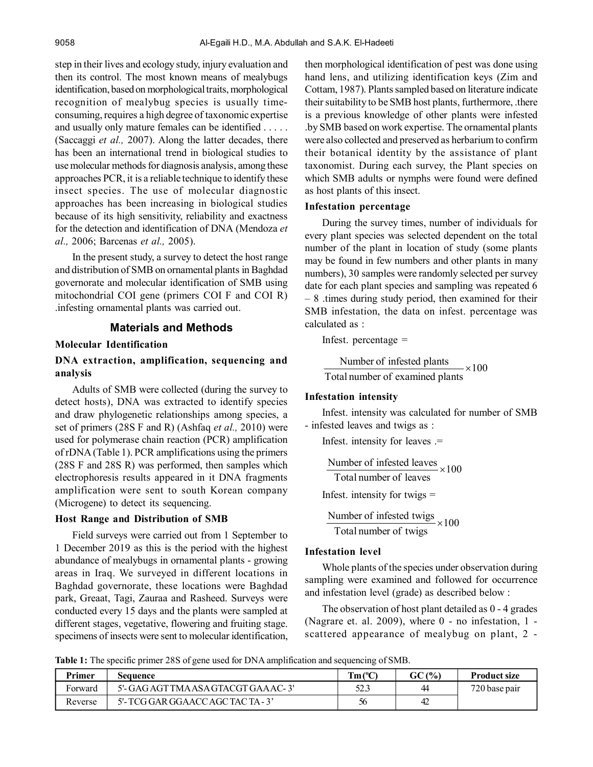step in their lives and ecology study, injury evaluation and then its control. The most known means of mealybugs identification, based on morphological traits, morphological recognition of mealybug species is usually time-consuming, requires a high degree of taxonomic expertise and usually only mature females can be identified . . . . . (Saccaggi *et al.,* 2007). Along the latter decades, there has been an international trend in biological studies to use molecular methods for diagnosis analysis, among these approaches PCR, it is a reliable technique to identify these insect species. The use of molecular diagnostic approaches has been increasing in biological studies because of its high sensitivity, reliability and exactness for the detection and identification of DNA (Mendoza *et al.,* 2006; Barcenas *et al.,* 2005).

In the present study, a survey to detect the host range and distribution of SMB on ornamental plants in Baghdad governorate and molecular identification of SMB using mitochondrial COI gene (primers COI F and COI R) .infesting ornamental plants was carried out.

## Materials and Methods

### Molecular Identification

### DNA extraction, amplification, sequencing and analysis

Adults of SMB were collected (during the survey to detect hosts), DNA was extracted to identify species and draw phylogenetic relationships among species, a set of primers (28S F and R) (Ashfaq *et al.,* 2010) were used for polymerase chain reaction (PCR) amplification of rDNA (Table 1). PCR amplifications using the primers (28S F and 28S R) was performed, then samples which electrophoresis results appeared in it DNA fragments amplification were sent to south Korean company (Microgene) to detect its sequencing.

### Host Range and Distribution of SMB

Field surveys were carried out from 1 September to 1 December 2019 as this is the period with the highest abundance of mealybugs in ornamental plants - growing areas in Iraq. We surveyed in different locations in Baghdad governorate, these locations were Baghdad park, Greaat, Tagi, Zauraa and Rasheed. Surveys were conducted every 15 days and the plants were sampled at different stages, vegetative, flowering and fruiting stage. specimens of insects were sent to molecular identification, then morphological identification of pest was done using hand lens, and utilizing identification keys (Zim and Cottam, 1987). Plants sampled based on literature indicate their suitability to be SMB host plants, furthermore, .there is a previous knowledge of other plants were infested .by SMB based on work expertise. The ornamental plants were also collected and preserved as herbarium to confirm their botanical identity by the assistance of plant taxonomist. During each survey, the Plant species on which SMB adults or nymphs were found were defined as host plants of this insect.

### Infestation percentage

During the survey times, number of individuals for every plant species was selected dependent on the total number of the plant in location of study (some plants may be found in few numbers and other plants in many numbers), 30 samples were randomly selected per survey date for each plant species and sampling was repeated 6 – 8 .times during study period, then examined for their SMB infestation, the data on infest. percentage was calculated as :

Infest. percentage =

$$\frac{\text{Number of infested plants}}{\text{Total number of examined plants}} \times 100$$

### Infestation intensity

Infest. intensity was calculated for number of SMB - infested leaves and twigs as :

Infest. intensity for leaves .=

$$\frac{\text{Number of infested leaves}}{\text{Total number of leaves}} \times 100$$

Infest. intensity for twigs =

$$\frac{\text{Number of infested twigs}}{\text{Total number of twigs}} \times 100$$

### Infestation level

Whole plants of the species under observation during sampling were examined and followed for occurrence and infestation level (grade) as described below :

The observation of host plant detailed as 0 - 4 grades (Nagrare et. al. 2009), where 0 - no infestation, 1 - scattered appearance of mealybug on plant, 2 -

**Table 1:** The specific primer 28S of gene used for DNA amplification and sequencing of SMB.

| Primer | Sequence | Tm (ºC) | GC (%) | Product size |
|---|---|---|---|---|
| Forward | 5'- GAG AGT TMA ASA GTACGT GAAAC- 3' | 52.3 | 44 | 720 base pair |
| Reverse | 5'- TCG GAR GGAACC AGC TAC TA - 3' | 56 | 42 | |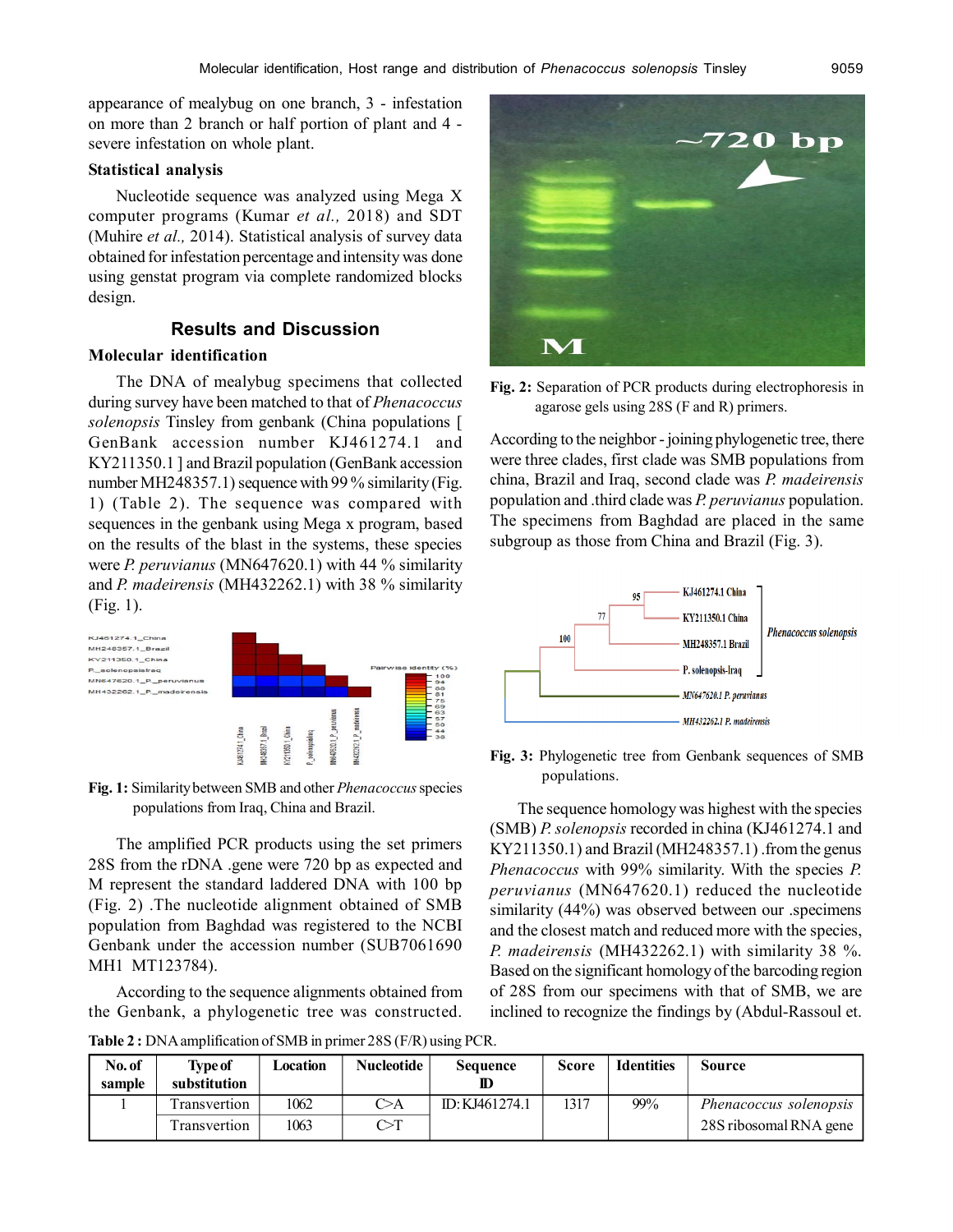appearance of mealybug on one branch, 3 - infestation on more than 2 branch or half portion of plant and 4 - severe infestation on whole plant.

### Statistical analysis

Nucleotide sequence was analyzed using Mega X computer programs (Kumar *et al.,* 2018) and SDT (Muhire *et al.,* 2014). Statistical analysis of survey data obtained for infestation percentage and intensity was done using genstat program via complete randomized blocks design.

## Results and Discussion

### Molecular identification

The DNA of mealybug specimens that collected during survey have been matched to that of *Phenacoccus solenopsis* Tinsley from genbank (China populations [ GenBank accession number KJ461274.1 and KY211350.1 ] and Brazil population (GenBank accession number MH248357.1) sequence with 99 % similarity (Fig. 1) (Table 2). The sequence was compared with sequences in the genbank using Mega x program, based on the results of the blast in the systems, these species were *P. peruvianus* (MN647620.1) with 44 % similarity and *P. madeirensis* (MH432262.1) with 38 % similarity (Fig. 1).

**Fig. 1:** Similarity between SMB and other *Phenacoccus* species populations from Iraq, China and Brazil.

The amplified PCR products using the set primers 28S from the rDNA .gene were 720 bp as expected and M represent the standard laddered DNA with 100 bp (Fig. 2) .The nucleotide alignment obtained of SMB population from Baghdad was registered to the NCBI Genbank under the accession number (SUB7061690 MH1 MT123784).

According to the sequence alignments obtained from the Genbank, a phylogenetic tree was constructed.

**Fig. 2:** Separation of PCR products during electrophoresis in agarose gels using 28S (F and R) primers.

According to the neighbor - joining phylogenetic tree, there were three clades, first clade was SMB populations from china, Brazil and Iraq, second clade was *P. madeirensis* population and .third clade was *P. peruvianus* population. The specimens from Baghdad are placed in the same subgroup as those from China and Brazil (Fig. 3).

**Fig. 3:** Phylogenetic tree from Genbank sequences of SMB populations.

The sequence homology was highest with the species (SMB) *P. solenopsis* recorded in china (KJ461274.1 and KY211350.1) and Brazil (MH248357.1) .from the genus *Phenacoccus* with 99% similarity. With the species *P. peruvianus* (MN647620.1) reduced the nucleotide similarity (44%) was observed between our .specimens and the closest match and reduced more with the species, *P. madeirensis* (MH432262.1) with similarity 38 %. Based on the significant homology of the barcoding region of 28S from our specimens with that of SMB, we are inclined to recognize the findings by (Abdul-Rassoul et.

**Table 2 :** DNA amplification of SMB in primer 28S (F/R) using PCR.

| No. of sample | Type of substitution | Location | Nucleotide | Sequence ID | Score | Identities | Source |
|---|---|---|---|---|---|---|---|
| 1 | Transvertion | 1062 | C>A | ID: KJ461274.1 | 1317 | 99% | *Phenacoccus solenopsis* |
| | Transvertion | 1063 | C>T | | | | 28S ribosomal RNA gene |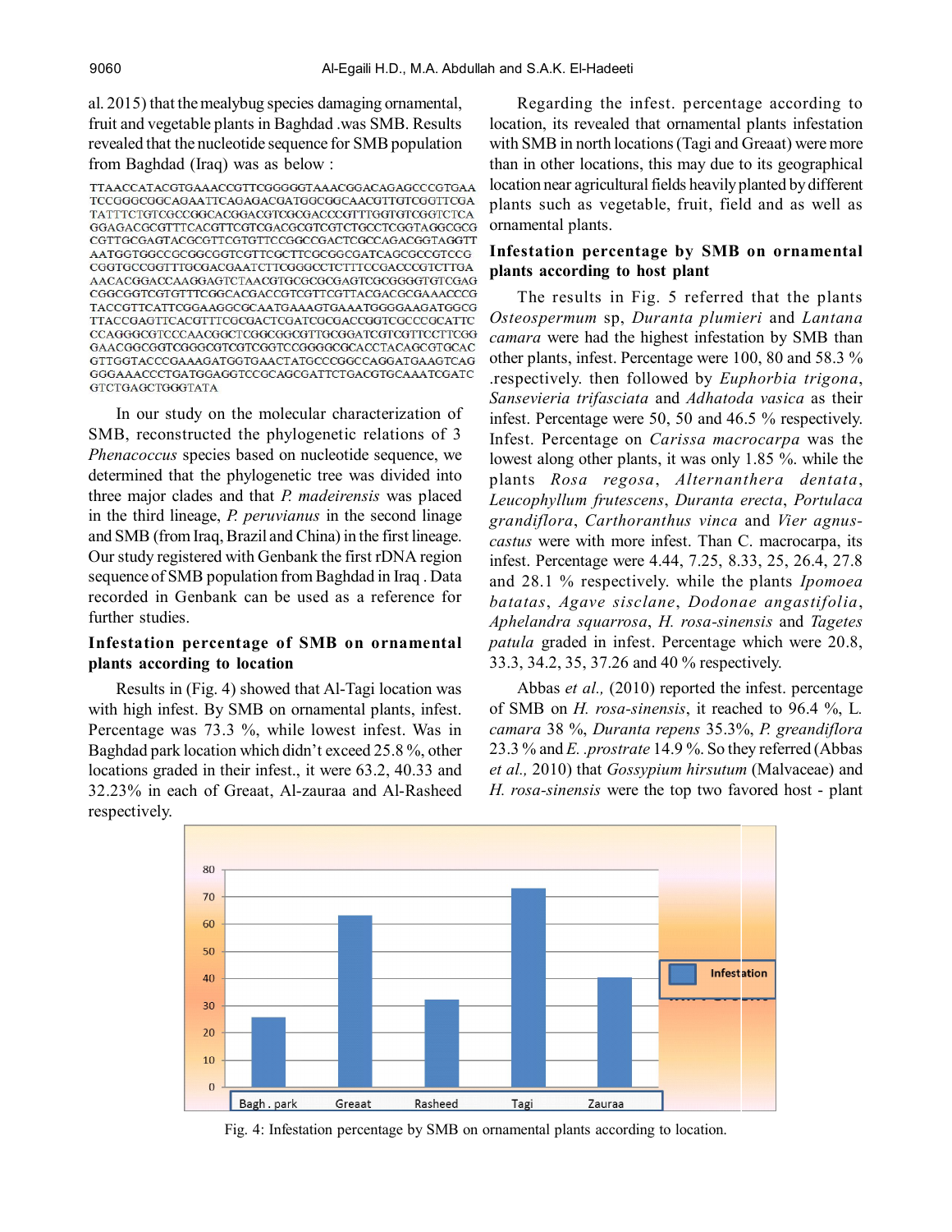al. 2015) that the mealybug species damaging ornamental, fruit and vegetable plants in Baghdad .was SMB. Results revealed that the nucleotide sequence for SMB population from Baghdad (Iraq) was as below :

```
TTAACCATACGTGAAACCGTTCGGGGGTAAACGGACAGAGCCCGTGAA
TCCGGGCGGCAGAATTCAGAGACGATGGCGGCAACGTTGTCGGTTCGA
TATTTCTGTCGCCGGCACGGACGTCGCGACCCGTTTGGTGTCGGTCTCA
GGAGACGCGTTTCACGTTCGTCGACGCGTCGTCTGCCTCGGTAGGCGCG
CGTTGCGAGTACGCGTTCGTGTTCCGGCCGACTCGCCAGACGGTAGGTT
AATGGTGGCCGCGGCGGTCGTTCGCTTCGCGGCGATCAGCGCCGTCCG
CGGTGCCGGTTTGCGACGAATCTTCGGGCCTCTTTCCGACCCGTCTTGA
AACACGGACCAAGGAGTCTAACGTGCGCGCGAGTCGCGGGGTGTCGAG
CGGCGGTCGTGTTTCGGCACGACCGTCGTTCGTTACGACGCGAAACCCG
TACCGTTCATTCGGAAGGCGCAATGAAAGTGAAATGGGGAAGATGGCG
TTACCGAGTTCACGTTTCGCGACTCGATCGCGACCGGTCGCCCGCATTC
CCAGGGCGTCCCAACGGCTCGGCGGCGTTGCGGATCGTCGTTCCTTCGG
GAACGGCGGTCGGGCGTCGTCGGTCCGGGGCGCACCTACAGCGTGCAC
GTTGGTACCCGAAAGATGGTGAACTATGCCCGGCCAGGATGAAGTCAG
GGGAAACCCTGATGGAGGTCCGCAGCGATTCTGACGTGCAAATCGATC
GTCTGAGCTGGGTATA
```

In our study on the molecular characterization of SMB, reconstructed the phylogenetic relations of 3 *Phenacoccus* species based on nucleotide sequence, we determined that the phylogenetic tree was divided into three major clades and that *P. madeirensis* was placed in the third lineage, *P. peruvianus* in the second linage and SMB (from Iraq, Brazil and China) in the first lineage. Our study registered with Genbank the first rDNA region sequence of SMB population from Baghdad in Iraq . Data recorded in Genbank can be used as a reference for further studies.

### Infestation percentage of SMB on ornamental plants according to location

Results in (Fig. 4) showed that Al-Tagi location was with high infest. By SMB on ornamental plants, infest. Percentage was 73.3 %, while lowest infest. Was in Baghdad park location which didn't exceed 25.8 %, other locations graded in their infest., it were 63.2, 40.33 and 32.23% in each of Greaat, Al-zauraa and Al-Rasheed respectively.

Regarding the infest. percentage according to location, its revealed that ornamental plants infestation with SMB in north locations (Tagi and Greaat) were more than in other locations, this may due to its geographical location near agricultural fields heavily planted by different plants such as vegetable, fruit, field and as well as ornamental plants.

### Infestation percentage by SMB on ornamental plants according to host plant

The results in Fig. 5 referred that the plants *Osteospermum* sp, *Duranta plumieri* and *Lantana camara* were had the highest infestation by SMB than other plants, infest. Percentage were 100, 80 and 58.3 % .respectively. then followed by *Euphorbia trigona*, *Sansevieria trifasciata* and *Adhatoda vasica* as their infest. Percentage were 50, 50 and 46.5 % respectively. Infest. Percentage on *Carissa macrocarpa* was the lowest along other plants, it was only 1.85 %. while the plants *Rosa regosa*, *Alternanthera dentata*, *Leucophyllum frutescens*, *Duranta erecta*, *Portulaca grandiflora*, *Carthoranthus vinca* and *Vier agnus-castus* were with more infest. Than C. macrocarpa, its infest. Percentage were 4.44, 7.25, 8.33, 25, 26.4, 27.8 and 28.1 % respectively. while the plants *Ipomoea batatas*, *Agave sisclane*, *Dodonae angastifolia*, *Aphelandra squarrosa*, *H. rosa-sinensis* and *Tagetes patula* graded in infest. Percentage which were 20.8, 33.3, 34.2, 35, 37.26 and 40 % respectively.

Abbas *et al.,* (2010) reported the infest. percentage of SMB on *H. rosa-sinensis*, it reached to 96.4 %, L. *camara* 38 %, *Duranta repens* 35.3%, *P. greandiflora* 23.3 % and *E. .prostrate* 14.9 %. So they referred (Abbas *et al.,* 2010) that *Gossypium hirsutum* (Malvaceae) and *H. rosa-sinensis* were the top two favored host - plant

Fig. 4: Infestation percentage by SMB on ornamental plants according to location.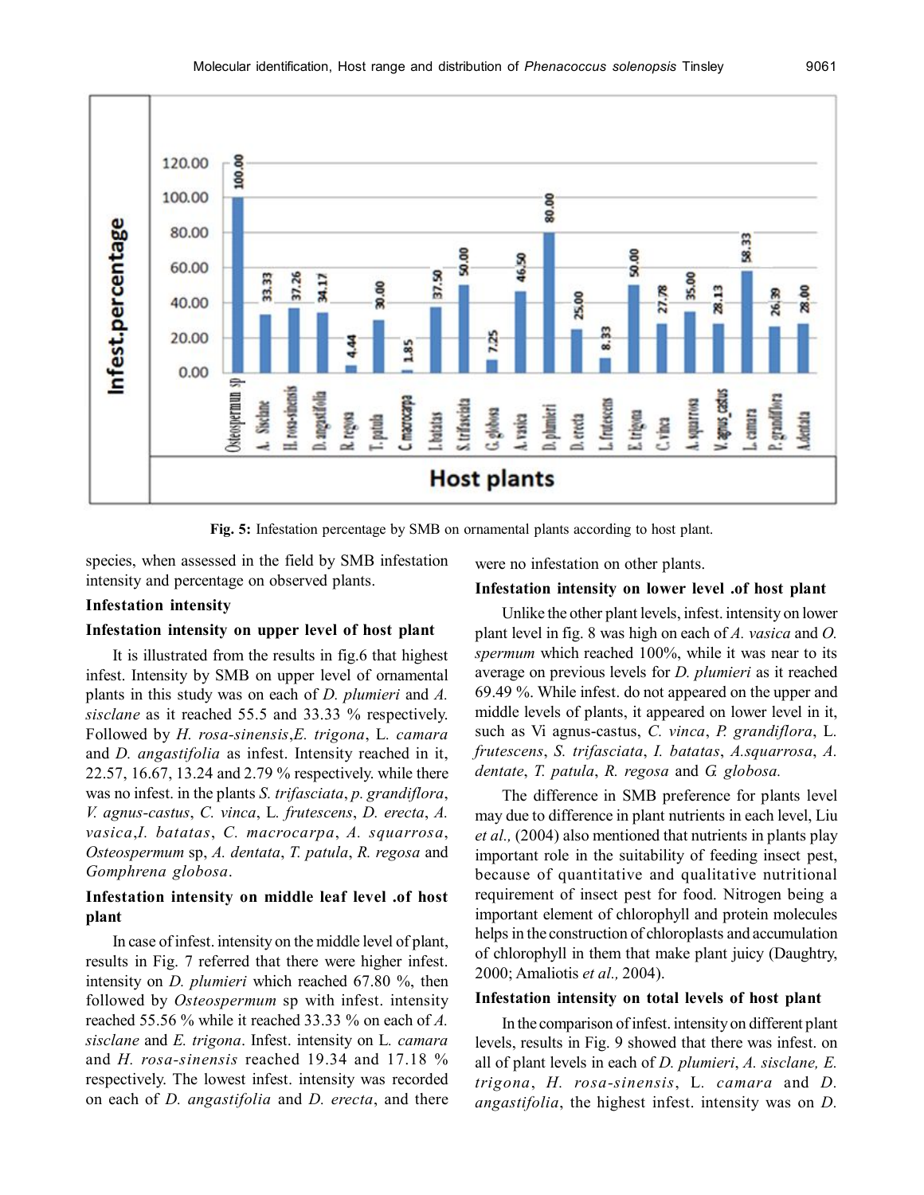Fig. 5: Infestation percentage by SMB on ornamental plants according to host plant.

species, when assessed in the field by SMB infestation intensity and percentage on observed plants.

### Infestation intensity

#### Infestation intensity on upper level of host plant

It is illustrated from the results in fig.6 that highest infest. Intensity by SMB on upper level of ornamental plants in this study was on each of *D. plumieri* and *A. sisclane* as it reached 55.5 and 33.33 % respectively. Followed by *H. rosa-sinensis*,*E. trigona*, L. *camara* and *D. angastifolia* as infest. Intensity reached in it, 22.57, 16.67, 13.24 and 2.79 % respectively. while there was no infest. in the plants *S. trifasciata*, *p. grandiflora*, *V. agnus-castus*, *C. vinca*, L. *frutescens*, *D. erecta*, *A. vasica*,*I. batatas*, *C. macrocarpa*, *A. squarrosa*, *Osteospermum* sp, *A. dentata*, *T. patula*, *R. regosa* and *Gomphrena globosa*.

#### Infestation intensity on middle leaf level .of host plant

In case of infest. intensity on the middle level of plant, results in Fig. 7 referred that there were higher infest. intensity on *D. plumieri* which reached 67.80 %, then followed by *Osteospermum* sp with infest. intensity reached 55.56 % while it reached 33.33 % on each of *A. sisclane* and *E. trigona*. Infest. intensity on L. *camara* and *H. rosa-sinensis* reached 19.34 and 17.18 % respectively. The lowest infest. intensity was recorded on each of *D. angastifolia* and *D. erecta*, and there were no infestation on other plants.

#### Infestation intensity on lower level .of host plant

Unlike the other plant levels, infest. intensity on lower plant level in fig. 8 was high on each of *A. vasica* and *O. spermum* which reached 100%, while it was near to its average on previous levels for *D. plumieri* as it reached 69.49 %. While infest. do not appeared on the upper and middle levels of plants, it appeared on lower level in it, such as Vi agnus-castus, *C. vinca*, *P. grandiflora*, L. *frutescens*, *S. trifasciata*, *I. batatas*, *A.squarrosa*, *A. dentate*, *T. patula*, *R. regosa* and *G. globosa.*

The difference in SMB preference for plants level may due to difference in plant nutrients in each level, Liu *et al.,* (2004) also mentioned that nutrients in plants play important role in the suitability of feeding insect pest, because of quantitative and qualitative nutritional requirement of insect pest for food. Nitrogen being a important element of chlorophyll and protein molecules helps in the construction of chloroplasts and accumulation of chlorophyll in them that make plant juicy (Daughtry, 2000; Amaliotis *et al.,* 2004).

#### Infestation intensity on total levels of host plant

In the comparison of infest. intensity on different plant levels, results in Fig. 9 showed that there was infest. on all of plant levels in each of *D. plumieri*, *A. sisclane, E. trigona*, *H. rosa-sinensis*, L. *camara* and *D. angastifolia*, the highest infest. intensity was on *D.*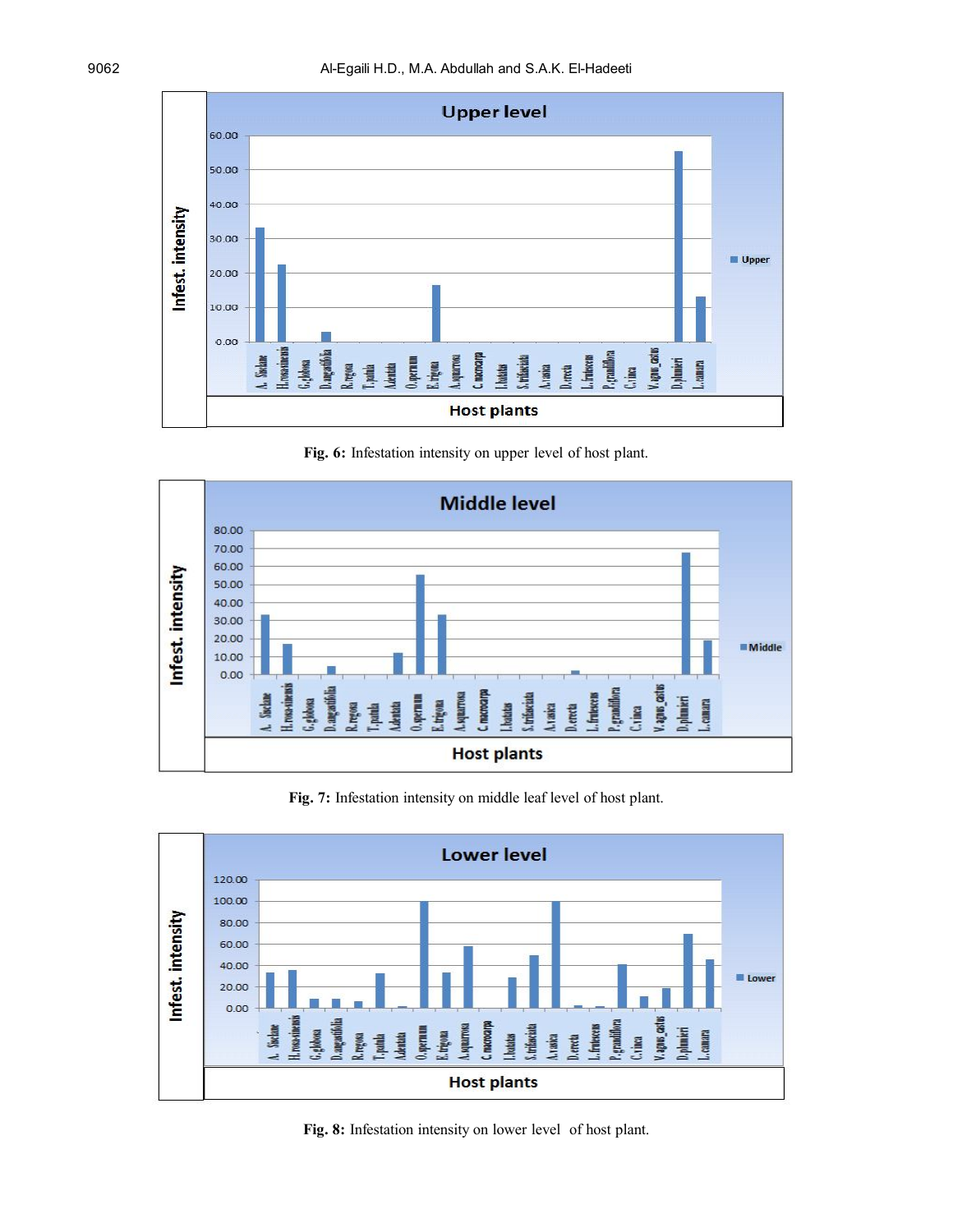Fig. 6: **Fig. 6:** Infestation intensity on upper level of host plant.

**Fig. 7:** Infestation intensity on middle leaf level of host plant.

**Fig. 8:** Infestation intensity on lower level of host plant.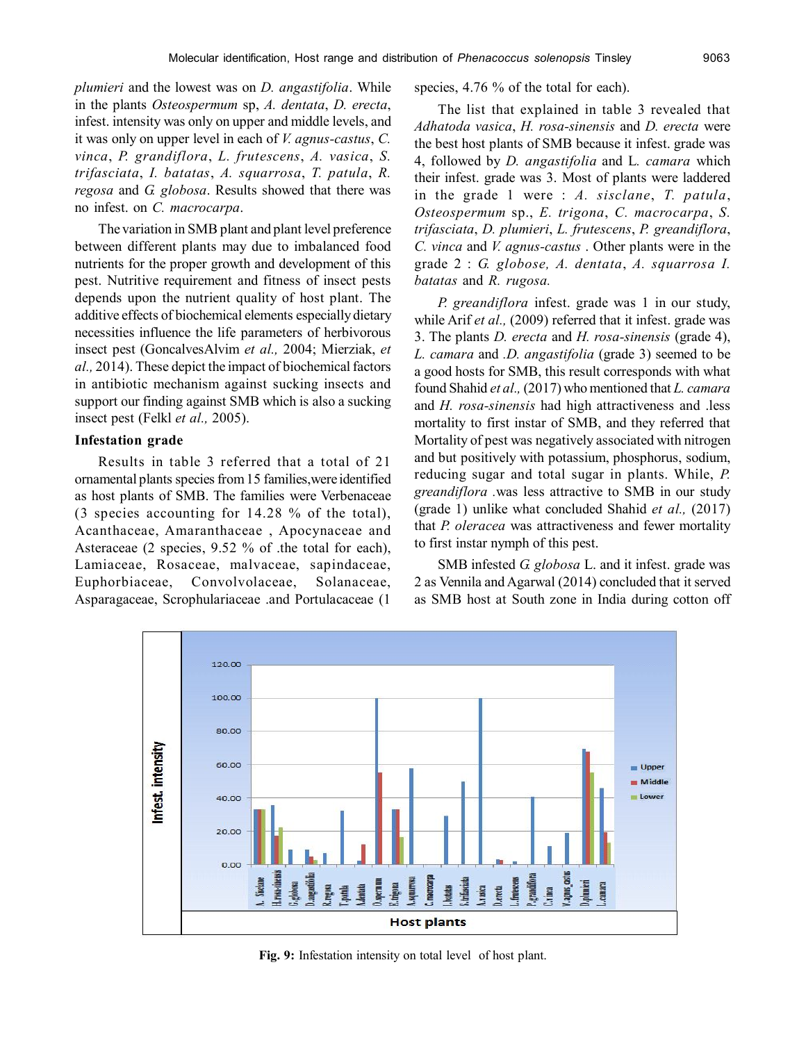*plumieri* and the lowest was on *D. angastifolia*. While in the plants *Osteospermum* sp, *A. dentata*, *D. erecta*, infest. intensity was only on upper and middle levels, and it was only on upper level in each of *V. agnus-castus*, *C. vinca*, *P. grandiflora*, *L. frutescens*, *A. vasica*, *S. trifasciata*, *I. batatas*, *A. squarrosa*, *T. patula*, *R. regosa* and *G. globosa*. Results showed that there was no infest. on *C. macrocarpa*.

The variation in SMB plant and plant level preference between different plants may due to imbalanced food nutrients for the proper growth and development of this pest. Nutritive requirement and fitness of insect pests depends upon the nutrient quality of host plant. The additive effects of biochemical elements especially dietary necessities influence the life parameters of herbivorous insect pest (GoncalvesAlvim *et al.,* 2004; Mierziak, *et al.,* 2014). These depict the impact of biochemical factors in antibiotic mechanism against sucking insects and support our finding against SMB which is also a sucking insect pest (Felkl *et al.,* 2005).

**Infestation grade**

Results in table 3 referred that a total of 21 ornamental plants species from 15 families,were identified as host plants of SMB. The families were Verbenaceae (3 species accounting for 14.28 % of the total), Acanthaceae, Amaranthaceae , Apocynaceae and Asteraceae (2 species, 9.52 % of .the total for each), Lamiaceae, Rosaceae, malvaceae, sapindaceae, Euphorbiaceae, Convolvolaceae, Solanaceae, Asparagaceae, Scrophulariaceae .and Portulacaceae (1 species, 4.76 % of the total for each).

The list that explained in table 3 revealed that *Adhatoda vasica*, *H. rosa-sinensis* and *D. erecta* were the best host plants of SMB because it infest. grade was 4, followed by *D. angastifolia* and L. *camara* which their infest. grade was 3. Most of plants were laddered in the grade 1 were : *A. sisclane*, *T. patula*, *Osteospermum* sp., *E. trigona*, *C. macrocarpa*, *S. trifasciata*, *D. plumieri*, *L. frutescens*, *P. greandiflora*, *C. vinca* and *V. agnus-castus* . Other plants were in the grade 2 : *G. globose, A. dentata*, *A. squarrosa I. batatas* and *R. rugosa.*

*P. greandiflora* infest. grade was 1 in our study, while Arif *et al.,* (2009) referred that it infest. grade was 3. The plants *D. erecta* and *H. rosa-sinensis* (grade 4), *L. camara* and .*D. angastifolia* (grade 3) seemed to be a good hosts for SMB, this result corresponds with what found Shahid *et al.,* (2017) who mentioned that *L. camara* and *H. rosa-sinensis* had high attractiveness and .less mortality to first instar of SMB, and they referred that Mortality of pest was negatively associated with nitrogen and but positively with potassium, phosphorus, sodium, reducing sugar and total sugar in plants. While, *P. greandiflora* .was less attractive to SMB in our study (grade 1) unlike what concluded Shahid *et al.,* (2017) that *P. oleracea* was attractiveness and fewer mortality to first instar nymph of this pest.

SMB infested *G. globosa* L. and it infest. grade was 2 as Vennila and Agarwal (2014) concluded that it served as SMB host at South zone in India during cotton off

**Fig. 9:** Infestation intensity on total level of host plant.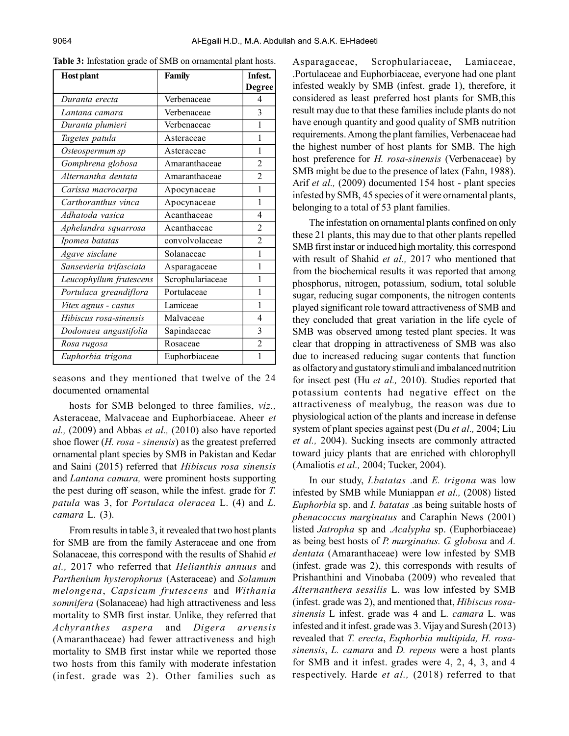**Table 3:** Infestation grade of SMB on ornamental plant hosts.

| Host plant | Family | Infest. Degree |
|---|---|---|
| *Duranta erecta* | Verbenaceae | 4 |
| *Lantana camara* | Verbenaceae | 3 |
| *Duranta plumieri* | Verbenaceae | 1 |
| *Tagetes patula* | Asteraceae | 1 |
| *Osteospermum sp* | Asteraceae | 1 |
| *Gomphrena globosa* | Amaranthaceae | 2 |
| *Alternantha dentata* | Amaranthaceae | 2 |
| *Carissa macrocarpa* | Apocynaceae | 1 |
| *Carthoranthus vinca* | Apocynaceae | 1 |
| *Adhatoda vasica* | Acanthaceae | 4 |
| *Aphelandra squarrosa* | Acanthaceae | 2 |
| *Ipomea batatas* | convolvolaceae | 2 |
| *Agave sisclane* | Solanaceae | 1 |
| *Sansevieria trifasciata* | Asparagaceae | 1 |
| *Leucophyllum frutescens* | Scrophulariaceae | 1 |
| *Portulaca greandiflora* | Portulaceae | 1 |
| *Vitex agnus - castus* | Lamiceae | 1 |
| *Hibiscus rosa-sinensis* | Malvaceae | 4 |
| *Dodonaea angastifolia* | Sapindaceae | 3 |
| *Rosa rugosa* | Rosaceae | 2 |
| *Euphorbia trigona* | Euphorbiaceae | 1 |

seasons and they mentioned that twelve of the 24 documented ornamental

hosts for SMB belonged to three families, *viz.,* Asteraceae, Malvaceae and Euphorbiaceae. Aheer *et al.,* (2009) and Abbas *et al.,* (2010) also have reported shoe flower (*H. rosa - sinensis*) as the greatest preferred ornamental plant species by SMB in Pakistan and Kedar and Saini (2015) referred that *Hibiscus rosa sinensis* and *Lantana camara,* were prominent hosts supporting the pest during off season, while the infest. grade for *T. patula* was 3, for *Portulaca oleracea* L. (4) and *L. camara* L. (3).

From results in table 3, it revealed that two host plants for SMB are from the family Asteraceae and one from Solanaceae, this correspond with the results of Shahid *et al.,* 2017 who referred that *Helianthis annuus* and *Parthenium hysterophorus* (Asteraceae) and *Solamum melongena*, *Capsicum frutescens* and *Withania somnifera* (Solanaceae) had high attractiveness and less mortality to SMB first instar. Unlike, they referred that *Achyranthes aspera* and *Digera arvensis* (Amaranthaceae) had fewer attractiveness and high mortality to SMB first instar while we reported those two hosts from this family with moderate infestation (infest. grade was 2). Other families such as Asparagaceae, Scrophulariaceae, Lamiaceae, .Portulaceae and Euphorbiaceae, everyone had one plant infested weakly by SMB (infest. grade 1), therefore, it considered as least preferred host plants for SMB,this result may due to that these families include plants do not have enough quantity and good quality of SMB nutrition requirements. Among the plant families, Verbenaceae had the highest number of host plants for SMB. The high host preference for *H. rosa-sinensis* (Verbenaceae) by SMB might be due to the presence of latex (Fahn, 1988). Arif *et al.,* (2009) documented 154 host - plant species infested by SMB, 45 species of it were ornamental plants, belonging to a total of 53 plant families.

The infestation on ornamental plants confined on only these 21 plants, this may due to that other plants repelled SMB first instar or induced high mortality, this correspond with result of Shahid *et al.,* 2017 who mentioned that from the biochemical results it was reported that among phosphorus, nitrogen, potassium, sodium, total soluble sugar, reducing sugar components, the nitrogen contents played significant role toward attractiveness of SMB and they concluded that great variation in the life cycle of SMB was observed among tested plant species. It was clear that dropping in attractiveness of SMB was also due to increased reducing sugar contents that function as olfactory and gustatory stimuli and imbalanced nutrition for insect pest (Hu *et al.,* 2010). Studies reported that potassium contents had negative effect on the attractiveness of mealybug, the reason was due to physiological action of the plants and increase in defense system of plant species against pest (Du *et al.,* 2004; Liu *et al.,* 2004). Sucking insects are commonly attracted toward juicy plants that are enriched with chlorophyll (Amaliotis *et al.,* 2004; Tucker, 2004).

In our study, *I.batatas* .and *E. trigona* was low infested by SMB while Muniappan *et al.,* (2008) listed *Euphorbia* sp. and *I. batatas* .as being suitable hosts of *phenacoccus marginatus* and Caraphin News (2001) listed *Jatropha* sp and *.Acalypha* sp. (Euphorbiaceae) as being best hosts of *P. marginatus. G. globosa* and *A. dentata* (Amaranthaceae) were low infested by SMB (infest. grade was 2), this corresponds with results of Prishanthini and Vinobaba (2009) who revealed that *Alternanthera sessilis* L. was low infested by SMB (infest. grade was 2), and mentioned that, *Hibiscus rosa-sinensis* L infest. grade was 4 and L. *camara* L. was infested and it infest. grade was 3. Vijay and Suresh (2013) revealed that *T. erecta*, *Euphorbia multipida, H. rosa-sinensis*, *L. camara* and *D. repens* were a host plants for SMB and it infest. grades were 4, 2, 4, 3, and 4 respectively. Harde *et al.,* (2018) referred to that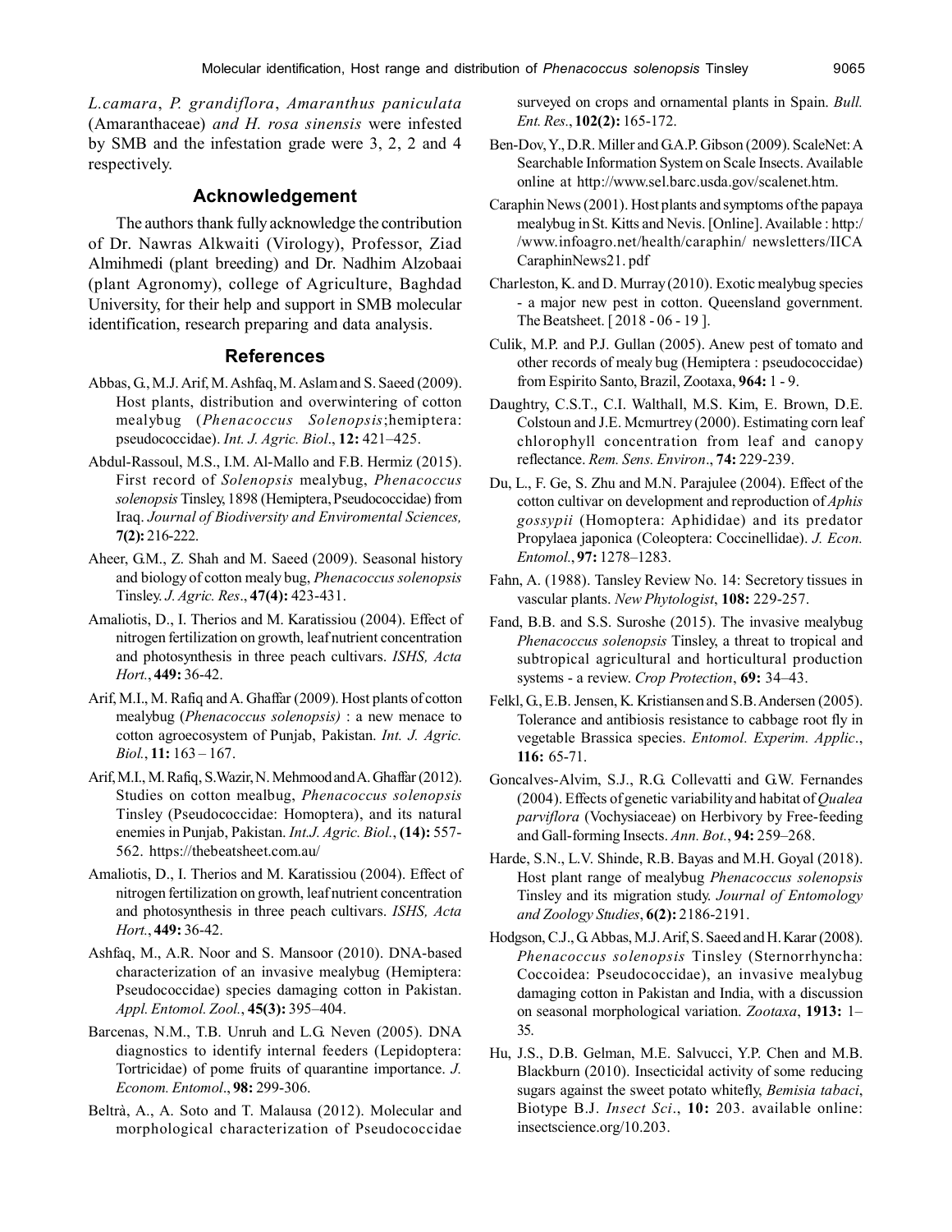*L.camara*, *P. grandiflora*, *Amaranthus paniculata* (Amaranthaceae) *and H. rosa sinensis* were infested by SMB and the infestation grade were 3, 2, 2 and 4 respectively.

## Acknowledgement

The authors thank fully acknowledge the contribution of Dr. Nawras Alkwaiti (Virology), Professor, Ziad Almihmedi (plant breeding) and Dr. Nadhim Alzobaai (plant Agronomy), college of Agriculture, Baghdad University, for their help and support in SMB molecular identification, research preparing and data analysis.

## References

Abbas, G., M.J. Arif, M. Ashfaq, M. Aslam and S. Saeed (2009). Host plants, distribution and overwintering of cotton mealybug (*Phenacoccus Solenopsis*;hemiptera: pseudococcidae). *Int. J. Agric. Biol*., **12:** 421–425.

Abdul-Rassoul, M.S., I.M. Al-Mallo and F.B. Hermiz (2015). First record of *Solenopsis* mealybug, *Phenacoccus solenopsis* Tinsley, 1898 (Hemiptera, Pseudococcidae) from Iraq. *Journal of Biodiversity and Enviromental Sciences,* **7(2):** 216-222.

Aheer, G.M., Z. Shah and M. Saeed (2009). Seasonal history and biology of cotton mealy bug, *Phenacoccus solenopsis* Tinsley. *J. Agric. Res*., **47(4):** 423-431.

Amaliotis, D., I. Therios and M. Karatissiou (2004). Effect of nitrogen fertilization on growth, leaf nutrient concentration and photosynthesis in three peach cultivars. *ISHS, Acta Hort.*, **449:** 36-42.

Arif, M.I., M. Rafiq and A. Ghaffar (2009). Host plants of cotton mealybug (*Phenacoccus solenopsis)* : a new menace to cotton agroecosystem of Punjab, Pakistan. *Int. J. Agric. Biol.*, **11:** 163 – 167.

Arif, M.I., M. Rafiq, S.Wazir, N. Mehmood and A. Ghaffar (2012). Studies on cotton mealbug, *Phenacoccus solenopsis* Tinsley (Pseudococcidae: Homoptera), and its natural enemies in Punjab, Pakistan. *Int.J. Agric. Biol.*, **(14):** 557-562. https://thebeatsheet.com.au/

Amaliotis, D., I. Therios and M. Karatissiou (2004). Effect of nitrogen fertilization on growth, leaf nutrient concentration and photosynthesis in three peach cultivars. *ISHS, Acta Hort.*, **449:** 36-42.

Ashfaq, M., A.R. Noor and S. Mansoor (2010). DNA-based characterization of an invasive mealybug (Hemiptera: Pseudococcidae) species damaging cotton in Pakistan. *Appl. Entomol. Zool.*, **45(3):** 395–404.

Barcenas, N.M., T.B. Unruh and L.G. Neven (2005). DNA diagnostics to identify internal feeders (Lepidoptera: Tortricidae) of pome fruits of quarantine importance. *J. Econom. Entomol*., **98:** 299-306.

Beltrà, A., A. Soto and T. Malausa (2012). Molecular and morphological characterization of Pseudococcidae surveyed on crops and ornamental plants in Spain. *Bull. Ent. Res.*, **102(2):** 165-172.

Ben-Dov, Y., D.R. Miller and G.A.P. Gibson (2009). ScaleNet: A Searchable Information System on Scale Insects. Available online at http://www.sel.barc.usda.gov/scalenet.htm.

Caraphin News (2001). Host plants and symptoms of the papaya mealybug in St. Kitts and Nevis. [Online]. Available : http://www.infoagro.net/health/caraphin/ newsletters/IICA CaraphinNews21. pdf

Charleston, K. and D. Murray (2010). Exotic mealybug species - a major new pest in cotton. Queensland government. The Beatsheet. [ 2018 - 06 - 19 ].

Culik, M.P. and P.J. Gullan (2005). Anew pest of tomato and other records of mealy bug (Hemiptera : pseudococcidae) from Espirito Santo, Brazil, Zootaxa, **964:** 1 - 9.

Daughtry, C.S.T., C.I. Walthall, M.S. Kim, E. Brown, D.E. Colstoun and J.E. Mcmurtrey (2000). Estimating corn leaf chlorophyll concentration from leaf and canopy reflectance. *Rem. Sens. Environ*., **74:** 229-239.

Du, L., F. Ge, S. Zhu and M.N. Parajulee (2004). Effect of the cotton cultivar on development and reproduction of *Aphis gossypii* (Homoptera: Aphididae) and its predator Propylaea japonica (Coleoptera: Coccinellidae). *J. Econ. Entomol.*, **97:** 1278–1283.

Fahn, A. (1988). Tansley Review No. 14: Secretory tissues in vascular plants. *New Phytologist*, **108:** 229-257.

Fand, B.B. and S.S. Suroshe (2015). The invasive mealybug *Phenacoccus solenopsis* Tinsley, a threat to tropical and subtropical agricultural and horticultural production systems - a review. *Crop Protection*, **69:** 34–43.

Felkl, G., E.B. Jensen, K. Kristiansen and S.B. Andersen (2005). Tolerance and antibiosis resistance to cabbage root fly in vegetable Brassica species. *Entomol. Experim. Applic*., **116:** 65-71.

Goncalves-Alvim, S.J., R.G. Collevatti and G.W. Fernandes (2004). Effects of genetic variability and habitat of *Qualea parviflora* (Vochysiaceae) on Herbivory by Free-feeding and Gall-forming Insects. *Ann. Bot.*, **94:** 259–268.

Harde, S.N., L.V. Shinde, R.B. Bayas and M.H. Goyal (2018). Host plant range of mealybug *Phenacoccus solenopsis* Tinsley and its migration study. *Journal of Entomology and Zoology Studies*, **6(2):** 2186-2191.

Hodgson, C.J., G. Abbas, M.J. Arif, S. Saeed and H. Karar (2008). *Phenacoccus solenopsis* Tinsley (Sternorrhyncha: Coccoidea: Pseudococcidae), an invasive mealybug damaging cotton in Pakistan and India, with a discussion on seasonal morphological variation. *Zootaxa*, **1913:** 1–35.

Hu, J.S., D.B. Gelman, M.E. Salvucci, Y.P. Chen and M.B. Blackburn (2010). Insecticidal activity of some reducing sugars against the sweet potato whitefly, *Bemisia tabaci*, Biotype B.J. *Insect Sci*., **10:** 203. available online: insectscience.org/10.203.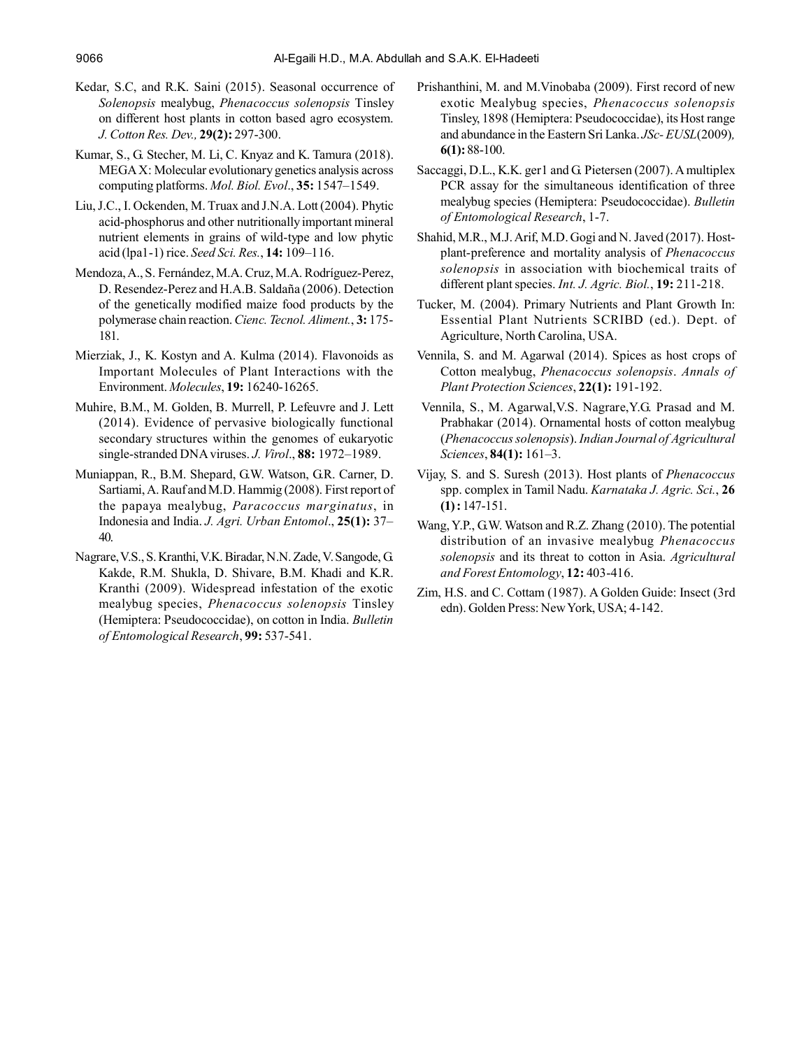Kedar, S.C, and R.K. Saini (2015). Seasonal occurrence of *Solenopsis* mealybug, *Phenacoccus solenopsis* Tinsley on different host plants in cotton based agro ecosystem. *J. Cotton Res. Dev.,* **29(2):** 297-300.

Kumar, S., G. Stecher, M. Li, C. Knyaz and K. Tamura (2018). MEGA X: Molecular evolutionary genetics analysis across computing platforms. *Mol. Biol. Evol*., **35:** 1547–1549.

Liu, J.C., I. Ockenden, M. Truax and J.N.A. Lott (2004). Phytic acid-phosphorus and other nutritionally important mineral nutrient elements in grains of wild-type and low phytic acid (lpa1-1) rice. *Seed Sci. Res.*, **14:** 109–116.

Mendoza, A., S. Fernández, M.A. Cruz, M.A. Rodríguez-Perez, D. Resendez-Perez and H.A.B. Saldaña (2006). Detection of the genetically modified maize food products by the polymerase chain reaction. *Cienc. Tecnol. Aliment.*, **3:** 175-181.

Mierziak, J., K. Kostyn and A. Kulma (2014). Flavonoids as Important Molecules of Plant Interactions with the Environment. *Molecules*, **19:** 16240-16265.

Muhire, B.M., M. Golden, B. Murrell, P. Lefeuvre and J. Lett (2014). Evidence of pervasive biologically functional secondary structures within the genomes of eukaryotic single-stranded DNA viruses. *J. Virol*., **88:** 1972–1989.

Muniappan, R., B.M. Shepard, G.W. Watson, G.R. Carner, D. Sartiami, A. Rauf and M.D. Hammig (2008). First report of the papaya mealybug, *Paracoccus marginatus*, in Indonesia and India. *J. Agri. Urban Entomol*., **25(1):** 37–40.

Nagrare, V.S., S. Kranthi, V.K. Biradar, N.N. Zade, V. Sangode, G. Kakde, R.M. Shukla, D. Shivare, B.M. Khadi and K.R. Kranthi (2009). Widespread infestation of the exotic mealybug species, *Phenacoccus solenopsis* Tinsley (Hemiptera: Pseudococcidae), on cotton in India. *Bulletin of Entomological Research*, **99:** 537-541.

Prishanthini, M. and M.Vinobaba (2009). First record of new exotic Mealybug species, *Phenacoccus solenopsis* Tinsley, 1898 (Hemiptera: Pseudococcidae), its Host range and abundance in the Eastern Sri Lanka. *JSc- EUSL*(2009), **6(1):** 88-100.

Saccaggi, D.L., K.K. ger1 and G. Pietersen (2007). A multiplex PCR assay for the simultaneous identification of three mealybug species (Hemiptera: Pseudococcidae). *Bulletin of Entomological Research*, 1-7.

Shahid, M.R., M.J. Arif, M.D. Gogi and N. Javed (2017). Host-plant-preference and mortality analysis of *Phenacoccus solenopsis* in association with biochemical traits of different plant species. *Int. J. Agric. Biol.*, **19:** 211-218.

Tucker, M. (2004). Primary Nutrients and Plant Growth In: Essential Plant Nutrients SCRIBD (ed.). Dept. of Agriculture, North Carolina, USA.

Vennila, S. and M. Agarwal (2014). Spices as host crops of Cotton mealybug, *Phenacoccus solenopsis*. *Annals of Plant Protection Sciences*, **22(1):** 191-192.

Vennila, S., M. Agarwal,V.S. Nagrare,Y.G. Prasad and M. Prabhakar (2014). Ornamental hosts of cotton mealybug (*Phenacoccus solenopsis*). *Indian Journal of Agricultural Sciences*, **84(1):** 161–3.

Vijay, S. and S. Suresh (2013). Host plants of *Phenacoccus* spp. complex in Tamil Nadu. *Karnataka J. Agric. Sci.*, **26 (1) :** 147-151.

Wang, Y.P., G.W. Watson and R.Z. Zhang (2010). The potential distribution of an invasive mealybug *Phenacoccus solenopsis* and its threat to cotton in Asia. *Agricultural and Forest Entomology*, **12:** 403-416.

Zim, H.S. and C. Cottam (1987). A Golden Guide: Insect (3rd edn). Golden Press: New York, USA; 4-142.